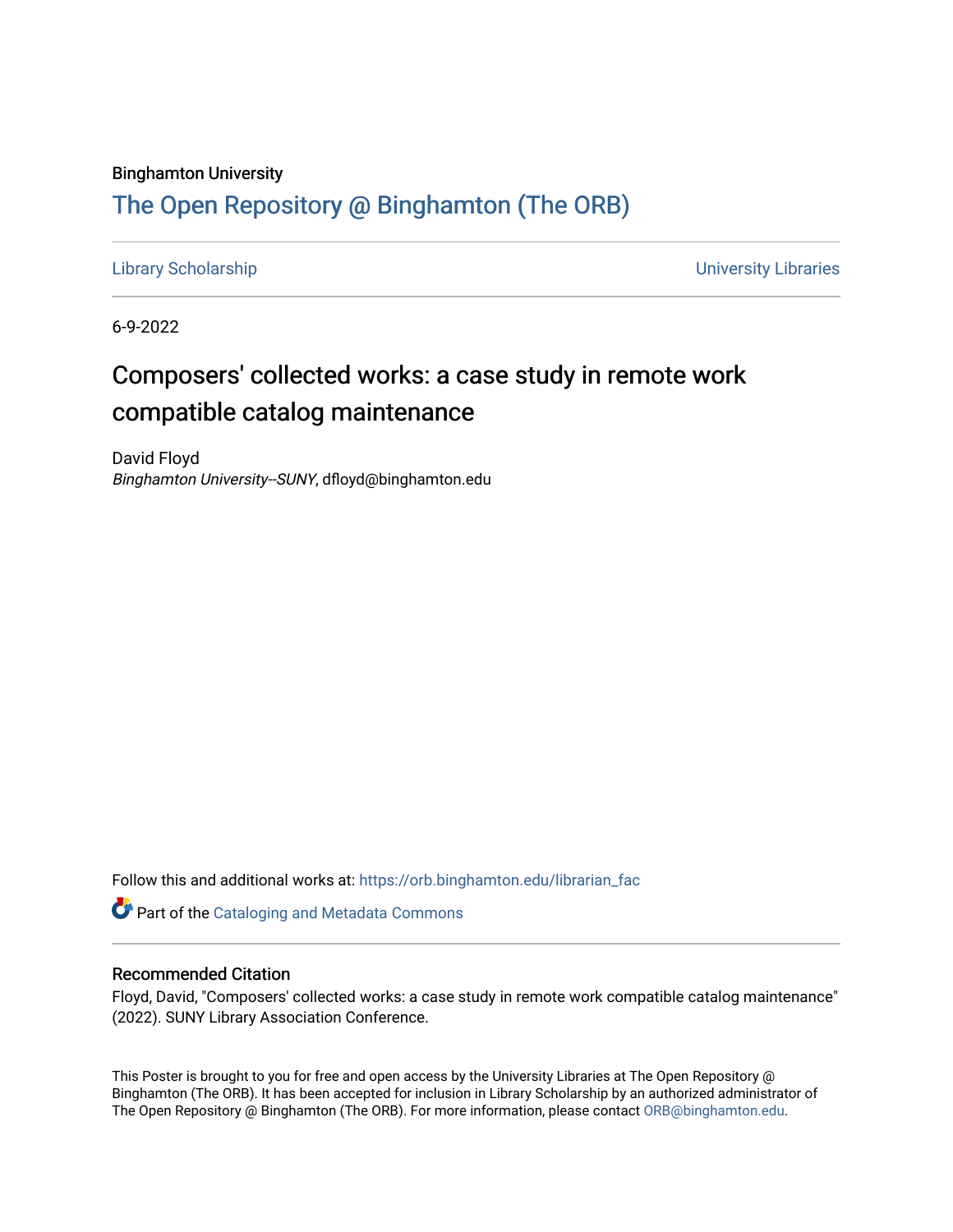Binghamton University

# The Open Repository @ Binghamton (The ORB)

Library Scholarship | University Libraries

6-9-2022

## Composers' collected works: a case study in remote work compatible catalog maintenance

David Floyd
*Binghamton University--SUNY*, dfloyd@binghamton.edu

Follow this and additional works at: https://orb.binghamton.edu/librarian_fac

Part of the Cataloging and Metadata Commons

### Recommended Citation

Floyd, David, "Composers' collected works: a case study in remote work compatible catalog maintenance" (2022). SUNY Library Association Conference.

This Poster is brought to you for free and open access by the University Libraries at The Open Repository @ Binghamton (The ORB). It has been accepted for inclusion in Library Scholarship by an authorized administrator of The Open Repository @ Binghamton (The ORB). For more information, please contact ORB@binghamton.edu.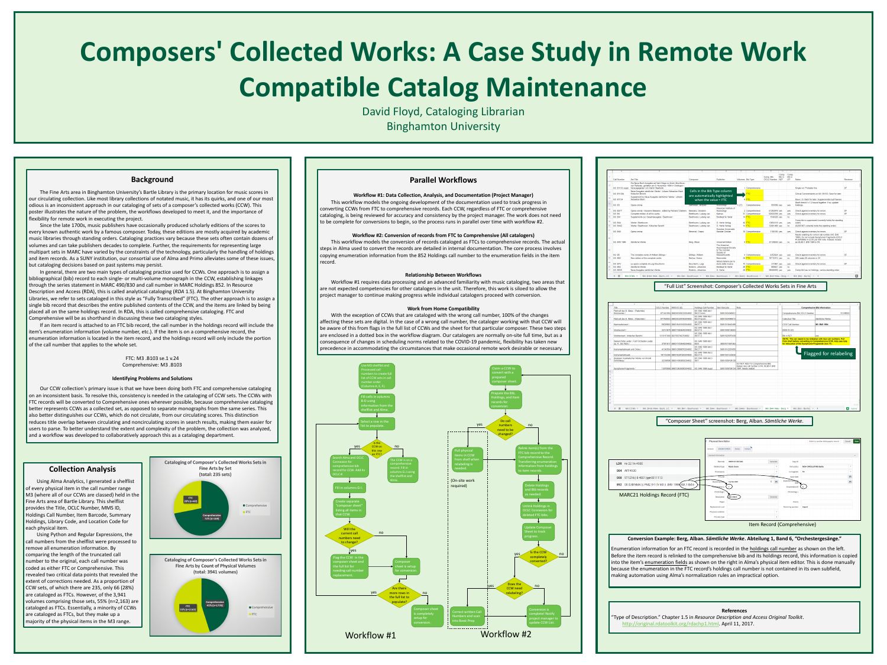# Composers' Collected Works: A Case Study in Remote Work Compatible Catalog Maintenance

David Floyd, Cataloging Librarian
Binghamton University

## Background

The Fine Arts area in Binghamton University's Bartle Library is the primary location for music scores in our circulating collection. Like most library collections of notated music, it has its quirks, and one of our most odious is an inconsistent approach in our cataloging of sets of a composer's collected works (CCW). This poster illustrates the nature of the problem, the workflows developed to meet it, and the importance of flexibility for remote work in executing the project.

Since the late 1700s, music publishers have occasionally produced scholarly editions of the scores to every known authentic work by a famous composer. Today, these editions are mostly acquired by academic music libraries through standing orders. Cataloging practices vary because these sets often contain dozens of volumes and can take publishers decades to complete. Further, the requirements for representing large multipart sets in MARC have varied by the constraints of the technology, particularly the handling of holdings and item records. As a SUNY institution, our consortial use of Alma and Primo alleviates some of these issues, but cataloging decisions based on past systems may persist.

In general, there are two main types of cataloging practice used for CCWs. One approach is to assign a bibliographical (bib) record to each single- or multi-volume monograph in the CCW, establishing linkages through the series statement in MARC 490/830 and call number in MARC Holdings 852. In Resource Description and Access (RDA), this is called analytical cataloging (*RDA* 1.5). At Binghamton University Libraries, we refer to sets cataloged in this style as "Fully Transcribed" (FTC). The other approach is to assign a single bib record that describes the entire published contents of the CCW, and the items are linked by being placed all on the same holdings record. In RDA, this is called comprehensive cataloging. FTC and Comprehensive will be as shorthand in discussing these two cataloging styles.

If an item record is attached to an FTC bib record, the call number in the holdings record will include the item's enumeration information (volume number, etc.). If the item is on a comprehensive record, the enumeration information is located in the item record, and the holdings record will only include the portion of the call number that applies to the whole set.

FTC: M3 .B103 se.1 v.24
Comprehensive: M3 .B103

### Identifying Problems and Solutions

Our CCW collection's primary issue is that we have been doing both FTC and comprehensive cataloging on an inconsistent basis. To resolve this, consistency is needed in the cataloging of CCW sets. The CCWs with FTC records will be converted to Comprehensive ones wherever possible, because comprehensive cataloging better represents CCWs as a collected set, as opposed to separate monographs from the same series. This also better distinguishes our CCWs, which do not circulate, from our circulating scores. This distinction reduces title overlap between circulating and noncirculating scores in search results, making them easier for users to parse. To better understand the extent and complexity of the problem, the collection was analyzed, and a workflow was developed to collaboratively approach this as a cataloging department.

## Collection Analysis

Using Alma Analytics, I generated a shelflist of every physical item in the call number range M3 (where all of our CCWs are classed) held in the Fine Arts area of Bartle Library. This shelflist provides the Title, OCLC Number, MMS ID, Holdings Call Number, Item Barcode, Summary Holdings, Library Code, and Location Code for each physical item.

Using Python and Regular Expressions, the call numbers from the shelflist were processed to remove all enumeration information. By comparing the length of the truncated call number to the original, each call number was coded as either FTC or Comprehensive. This revealed two critical data points that revealed the extent of corrections needed. As a proportion of CCW sets, of which there are 235, only 66 (28%) are cataloged as FTCs. However, of the 3,941 volumes comprising those sets, 55% (n=2,163) are cataloged as FTCs. Essentially, a minority of CCWs are cataloged as FTCs, but they make up a majority of the physical items in the M3 range.

Cataloging of Composer's Collected Works Sets in Fine Arts by Set (total: 235 sets)

FTC 28% (n=66)
Comprehensive 72% (n=169)
Comprehensive
FTC

Cataloging of Composer's Collected Works Sets in Fine Arts by Count of Physical Volumes (total: 3941 volumes)

FTC 55% (n=2163)
Comprehensive 45% (n=1778)
Comprehensive
FTC

## Parallel Workflows

### Workflow #1: Data Collection, Analysis, and Documentation (Project Manager)

This workflow models the ongoing development of the documentation used to track progress in converting CCWs from FTC to comprehensive records. Each CCW, regardless of FTC or comprehensive cataloging, is being reviewed for accuracy and consistency by the project manager. The work does not need to be complete for conversions to begin, so the process runs in parallel over time with workflow #2.

### Workflow #2: Conversion of records from FTC to Comprehensive (All catalogers)

This workflow models the conversion of records cataloged as FTCs to comprehensive records. The actual steps in Alma used to convert the records are detailed in internal documentation. The core process involves copying enumeration information from the 852 Holdings call number to the enumeration fields in the item record.

### Relationship Between Workflows

Workflow #1 requires data processing and an advanced familiarity with music cataloging, two areas that are not expected competencies for other catalogers in the unit. Therefore, this work is siloed to allow the project manager to continue making progress while individual catalogers proceed with conversion.

### Work from Home Compatibility

With the exception of CCWs that are cataloged with the wrong call number, 100% of the changes affecting these sets are digital. In the case of a wrong call number, the cataloger working with that CCW will be aware of this from flags in the full list of CCWs and the sheet for that particular composer. These two steps are enclosed in a dotted box in the workflow diagram. Our catalogers are normally on-site full time, but as a consequence of changes in scheduling norms related to the COVID-19 pandemic, flexibility has taken new precedence in accommodating the circumstances that make occasional remote work desirable or necessary.

Use M3 shelflist and Processed call numbers to create full list of CCW sets in call number order (Columns A, E, F).
Fill cells in columns B-D using information from the shelflist and Alma.
Select a row in the list to populate.
Is the CCW on this row an FTC?
yes
no
Search Alma and OCLC Connexion for comprehensive bib record for CCW. Add to OCLC #.
The CCW is on a comprehensive record. Fill in columns G-I using the shelflist and Alma.
Fill in columns G-I.
Create separate "composer sheet" listing all items in that CCW.
Will the current call numbers need to change?
yes
no
Flag the CCW in the composer sheet and the full list for needing call number replacement.
Composer sheet is setup for conversion.
Are there more rows in the full list to populate?
yes
no
Composer sheet is completely setup for conversion.
Workflow #1

Claim a CCW to convert with a prepared composer sheet.
Prepare the Bib, Holdings, and Item records for conversion.
Do call numbers need to be changed?
yes
no
Pull physical items on CCW from shelf when relabeling is needed.
(On-site work required)
Relink item(s) from the FTC bib record to the Comprehensive Record. Transferring enumeration information from holdings to item records.
Delete Holdings and Bib records as needed.
Unlink Holdings in OCLC Connexion for deleted FTC bibs.
Update Composer Sheet to track progress.
Is the CCW completely converted?
yes
no
Does the CCW need relabeling?
yes
no
Correct written Call Numbers and scan into Book Prep.
Conversion is complete! Notify project manager to update CCW List.
Workflow #2

Cells in the Bib Type column are automatically highlighted when the value = FTC

"Full List" Screenshot: Composer's Collected Works Sets in Fine Arts

Flagged for relabeling

"Composer Sheet" screenshot: Berg, Alban. *Sämtliche Werke*.

LDR nu 22 1n 4500
004 AFF4930
008 971216||8|4001||||gerl8111111
852 00 |b BFNMA |c FMZ |h 1 |h M3 |i .B49 1984 |i Abt.1 Bd.6

MARC21 Holdings Record (FTC)

Item Record (Comprehensive)

### Conversion Example: Berg, Alban. *Sämtliche Werke*. Abteilung 1, Band 6, "Orchestergesänge."

Enumeration information for an FTC record is recorded in the holdings call number as shown on the left. Before the item record is relinked to the comprehensive bib and its holdings record, this information is copied into the item's enumeration fields as shown on the right in Alma's physical item editor. This is done manually because the enumeration in the FTC record's holdings call number is not contained in its own subfield, making automation using Alma's normalization rules an impractical option.

## References

"Type of Description." Chapter 1.5 in *Resource Description and Access Original Toolkit*. http://original.rdatoolkit.org/rdachp1.html. April 11, 2017.